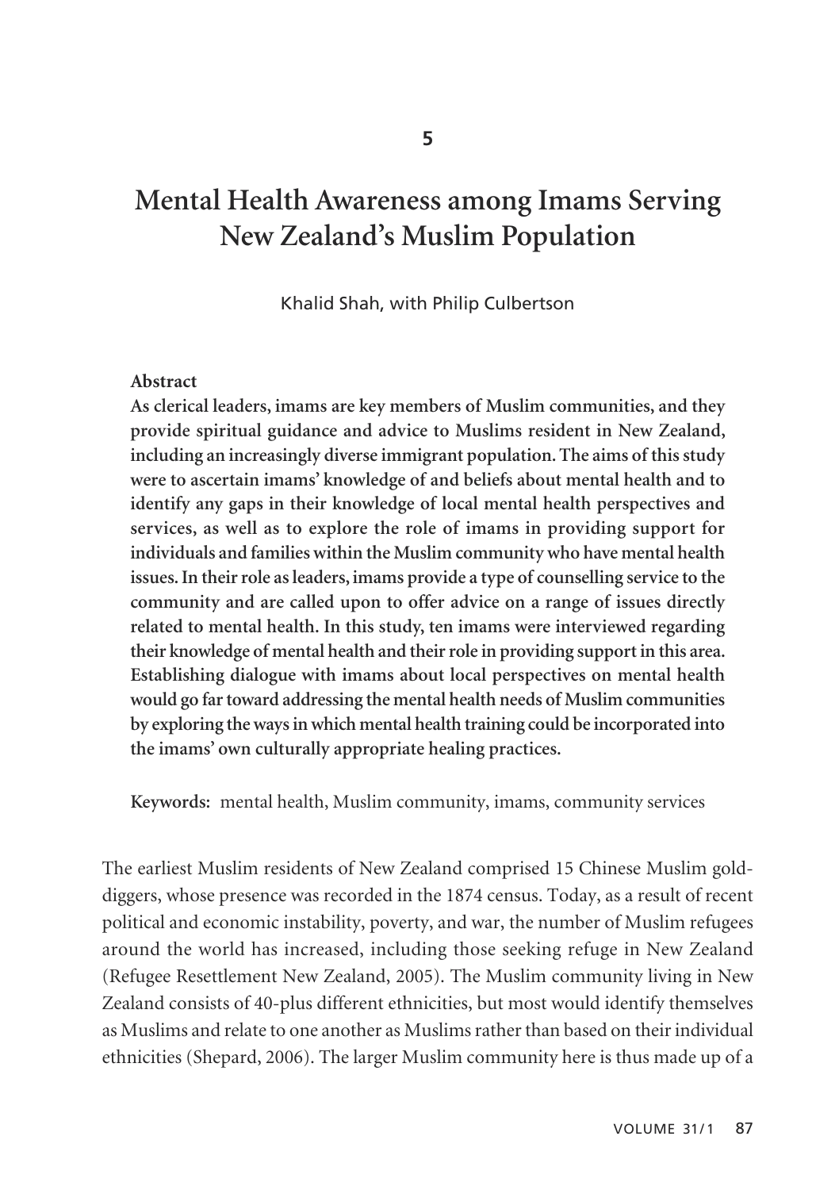5

# Mental Health Awareness among Imams Serving New Zealand's Muslim Population

Khalid Shah, with Philip Culbertson

**Abstract**

**As clerical leaders, imams are key members of Muslim communities, and they provide spiritual guidance and advice to Muslims resident in New Zealand, including an increasingly diverse immigrant population. The aims of this study were to ascertain imams' knowledge of and beliefs about mental health and to identify any gaps in their knowledge of local mental health perspectives and services, as well as to explore the role of imams in providing support for individuals and families within the Muslim community who have mental health issues. In their role as leaders, imams provide a type of counselling service to the community and are called upon to offer advice on a range of issues directly related to mental health. In this study, ten imams were interviewed regarding their knowledge of mental health and their role in providing support in this area. Establishing dialogue with imams about local perspectives on mental health would go far toward addressing the mental health needs of Muslim communities by exploring the ways in which mental health training could be incorporated into the imams' own culturally appropriate healing practices.**

**Keywords:** mental health, Muslim community, imams, community services

The earliest Muslim residents of New Zealand comprised 15 Chinese Muslim gold-diggers, whose presence was recorded in the 1874 census. Today, as a result of recent political and economic instability, poverty, and war, the number of Muslim refugees around the world has increased, including those seeking refuge in New Zealand (Refugee Resettlement New Zealand, 2005). The Muslim community living in New Zealand consists of 40-plus different ethnicities, but most would identify themselves as Muslims and relate to one another as Muslims rather than based on their individual ethnicities (Shepard, 2006). The larger Muslim community here is thus made up of a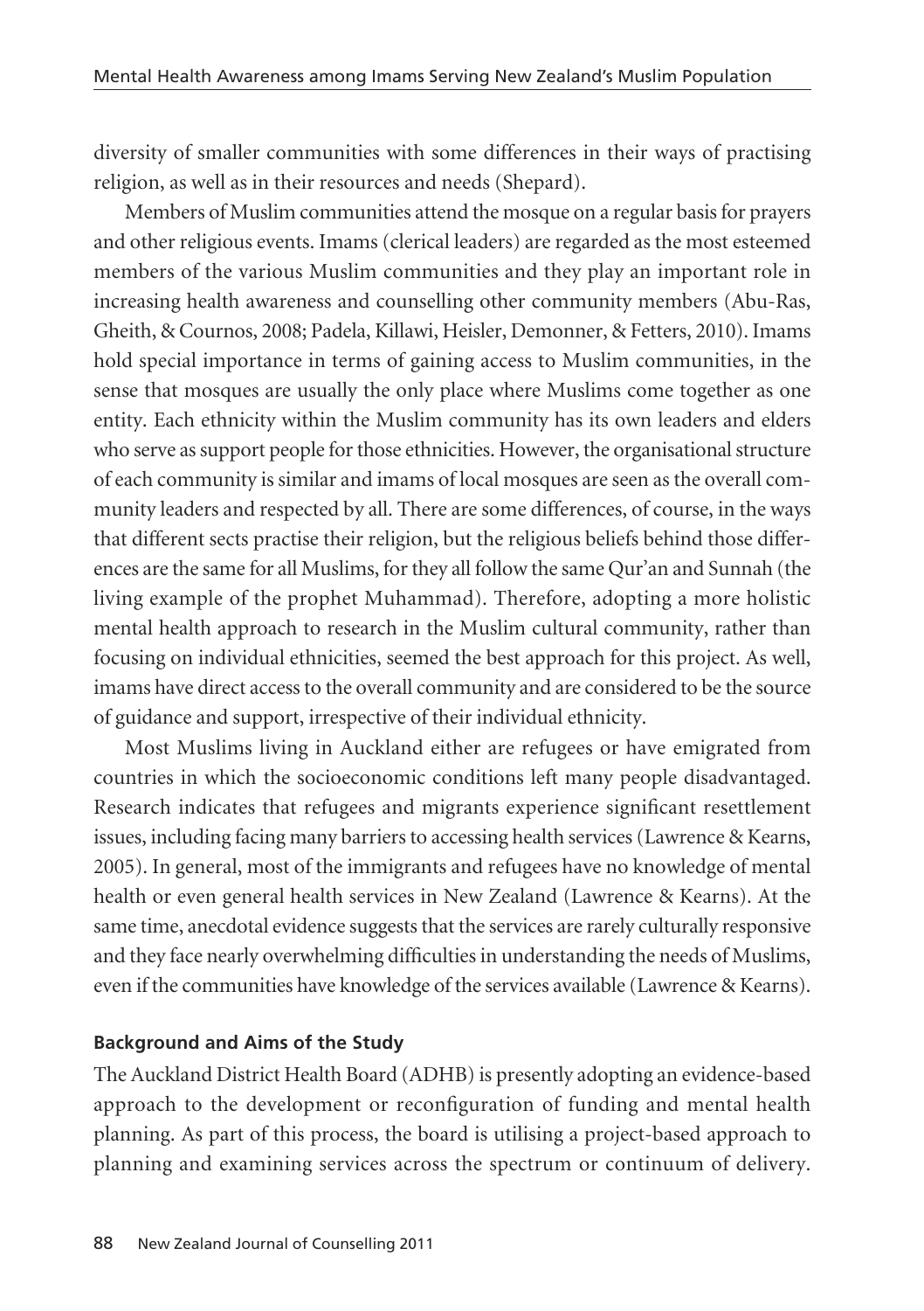diversity of smaller communities with some differences in their ways of practising religion, as well as in their resources and needs (Shepard).

Members of Muslim communities attend the mosque on a regular basis for prayers and other religious events. Imams (clerical leaders) are regarded as the most esteemed members of the various Muslim communities and they play an important role in increasing health awareness and counselling other community members (Abu-Ras, Gheith, & Cournos, 2008; Padela, Killawi, Heisler, Demonner, & Fetters, 2010). Imams hold special importance in terms of gaining access to Muslim communities, in the sense that mosques are usually the only place where Muslims come together as one entity. Each ethnicity within the Muslim community has its own leaders and elders who serve as support people for those ethnicities. However, the organisational structure of each community is similar and imams of local mosques are seen as the overall community leaders and respected by all. There are some differences, of course, in the ways that different sects practise their religion, but the religious beliefs behind those differences are the same for all Muslims, for they all follow the same Qur'an and Sunnah (the living example of the prophet Muhammad). Therefore, adopting a more holistic mental health approach to research in the Muslim cultural community, rather than focusing on individual ethnicities, seemed the best approach for this project. As well, imams have direct access to the overall community and are considered to be the source of guidance and support, irrespective of their individual ethnicity.

Most Muslims living in Auckland either are refugees or have emigrated from countries in which the socioeconomic conditions left many people disadvantaged. Research indicates that refugees and migrants experience significant resettlement issues, including facing many barriers to accessing health services (Lawrence & Kearns, 2005). In general, most of the immigrants and refugees have no knowledge of mental health or even general health services in New Zealand (Lawrence & Kearns). At the same time, anecdotal evidence suggests that the services are rarely culturally responsive and they face nearly overwhelming difficulties in understanding the needs of Muslims, even if the communities have knowledge of the services available (Lawrence & Kearns).

### Background and Aims of the Study

The Auckland District Health Board (ADHB) is presently adopting an evidence-based approach to the development or reconfiguration of funding and mental health planning. As part of this process, the board is utilising a project-based approach to planning and examining services across the spectrum or continuum of delivery.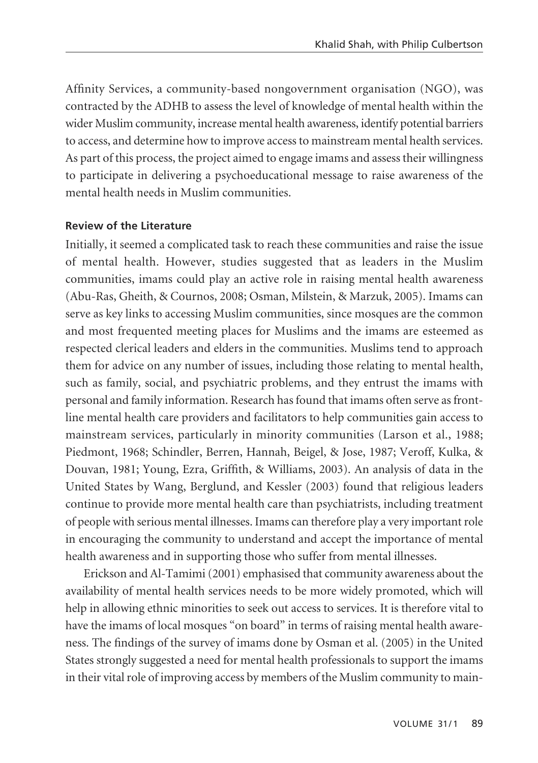Affinity Services, a community-based nongovernment organisation (NGO), was contracted by the ADHB to assess the level of knowledge of mental health within the wider Muslim community, increase mental health awareness, identify potential barriers to access, and determine how to improve access to mainstream mental health services. As part of this process, the project aimed to engage imams and assess their willingness to participate in delivering a psychoeducational message to raise awareness of the mental health needs in Muslim communities.

## Review of the Literature

Initially, it seemed a complicated task to reach these communities and raise the issue of mental health. However, studies suggested that as leaders in the Muslim communities, imams could play an active role in raising mental health awareness (Abu-Ras, Gheith, & Cournos, 2008; Osman, Milstein, & Marzuk, 2005). Imams can serve as key links to accessing Muslim communities, since mosques are the common and most frequented meeting places for Muslims and the imams are esteemed as respected clerical leaders and elders in the communities. Muslims tend to approach them for advice on any number of issues, including those relating to mental health, such as family, social, and psychiatric problems, and they entrust the imams with personal and family information. Research has found that imams often serve as front-line mental health care providers and facilitators to help communities gain access to mainstream services, particularly in minority communities (Larson et al., 1988; Piedmont, 1968; Schindler, Berren, Hannah, Beigel, & Jose, 1987; Veroff, Kulka, & Douvan, 1981; Young, Ezra, Griffith, & Williams, 2003). An analysis of data in the United States by Wang, Berglund, and Kessler (2003) found that religious leaders continue to provide more mental health care than psychiatrists, including treatment of people with serious mental illnesses. Imams can therefore play a very important role in encouraging the community to understand and accept the importance of mental health awareness and in supporting those who suffer from mental illnesses.

Erickson and Al-Tamimi (2001) emphasised that community awareness about the availability of mental health services needs to be more widely promoted, which will help in allowing ethnic minorities to seek out access to services. It is therefore vital to have the imams of local mosques "on board" in terms of raising mental health awareness. The findings of the survey of imams done by Osman et al. (2005) in the United States strongly suggested a need for mental health professionals to support the imams in their vital role of improving access by members of the Muslim community to main-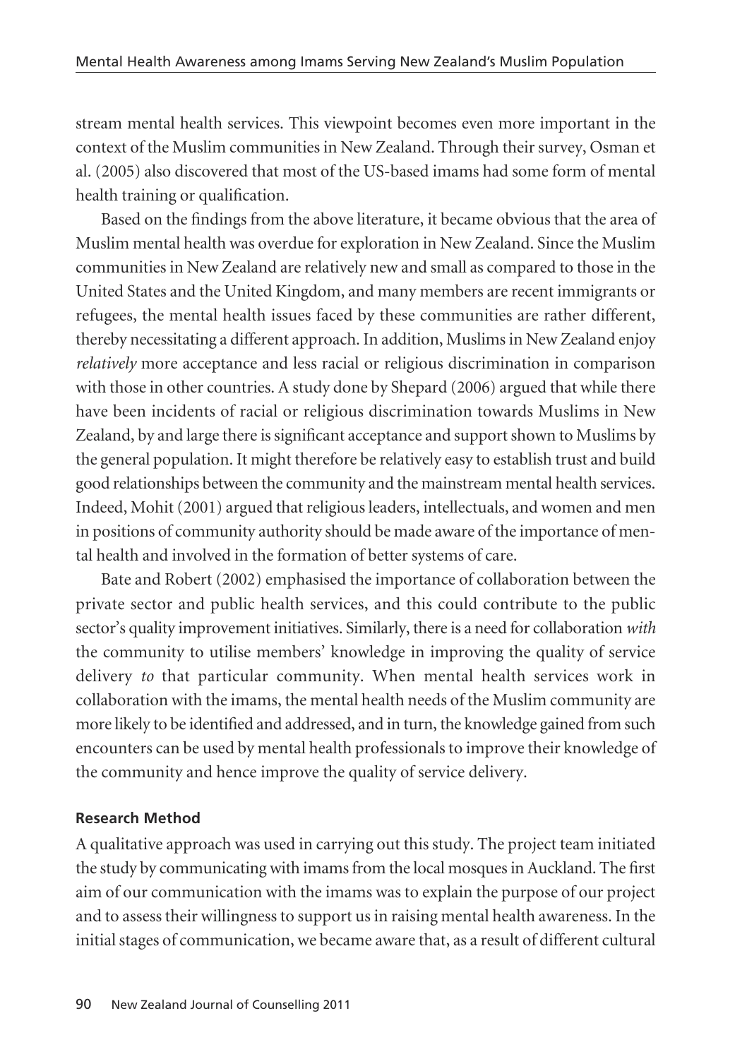stream mental health services. This viewpoint becomes even more important in the context of the Muslim communities in New Zealand. Through their survey, Osman et al. (2005) also discovered that most of the US-based imams had some form of mental health training or qualification.

Based on the findings from the above literature, it became obvious that the area of Muslim mental health was overdue for exploration in New Zealand. Since the Muslim communities in New Zealand are relatively new and small as compared to those in the United States and the United Kingdom, and many members are recent immigrants or refugees, the mental health issues faced by these communities are rather different, thereby necessitating a different approach. In addition, Muslims in New Zealand enjoy *relatively* more acceptance and less racial or religious discrimination in comparison with those in other countries. A study done by Shepard (2006) argued that while there have been incidents of racial or religious discrimination towards Muslims in New Zealand, by and large there is significant acceptance and support shown to Muslims by the general population. It might therefore be relatively easy to establish trust and build good relationships between the community and the mainstream mental health services. Indeed, Mohit (2001) argued that religious leaders, intellectuals, and women and men in positions of community authority should be made aware of the importance of mental health and involved in the formation of better systems of care.

Bate and Robert (2002) emphasised the importance of collaboration between the private sector and public health services, and this could contribute to the public sector's quality improvement initiatives. Similarly, there is a need for collaboration *with* the community to utilise members' knowledge in improving the quality of service delivery *to* that particular community. When mental health services work in collaboration with the imams, the mental health needs of the Muslim community are more likely to be identified and addressed, and in turn, the knowledge gained from such encounters can be used by mental health professionals to improve their knowledge of the community and hence improve the quality of service delivery.

### Research Method

A qualitative approach was used in carrying out this study. The project team initiated the study by communicating with imams from the local mosques in Auckland. The first aim of our communication with the imams was to explain the purpose of our project and to assess their willingness to support us in raising mental health awareness. In the initial stages of communication, we became aware that, as a result of different cultural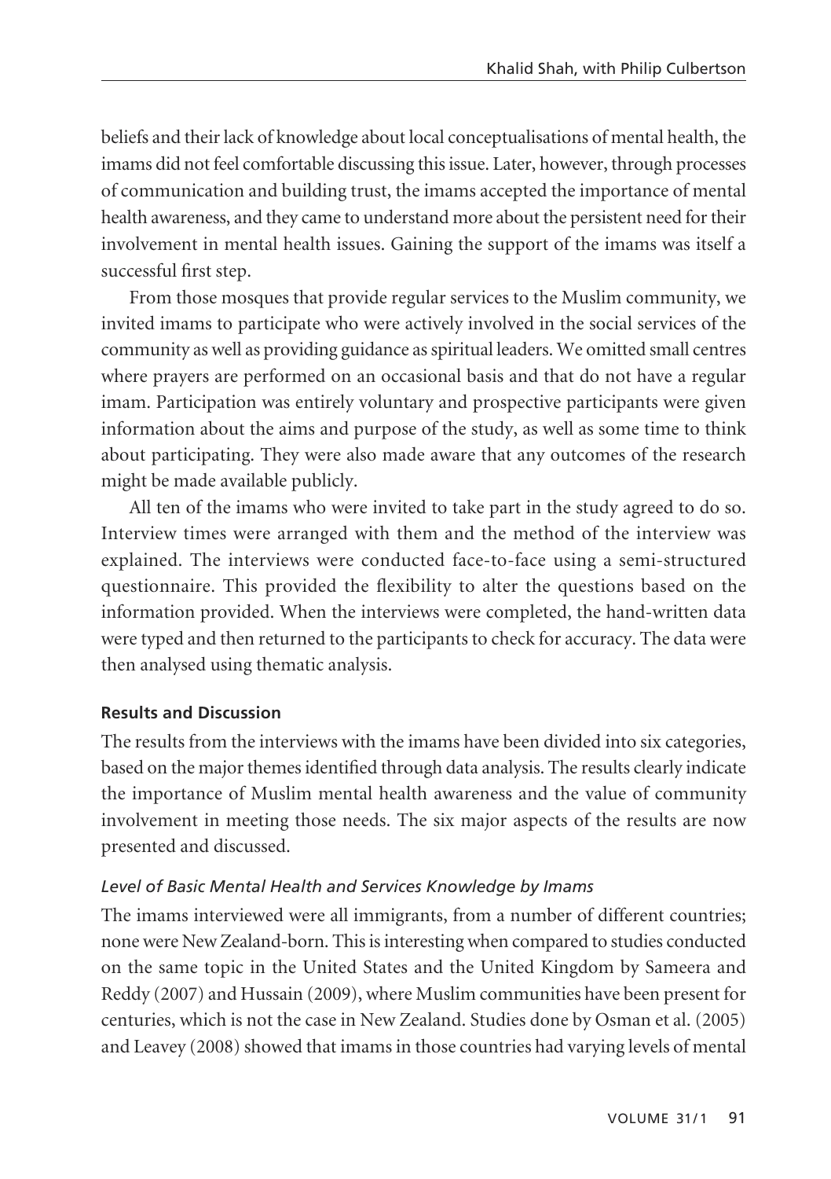beliefs and their lack of knowledge about local conceptualisations of mental health, the imams did not feel comfortable discussing this issue. Later, however, through processes of communication and building trust, the imams accepted the importance of mental health awareness, and they came to understand more about the persistent need for their involvement in mental health issues. Gaining the support of the imams was itself a successful first step.

From those mosques that provide regular services to the Muslim community, we invited imams to participate who were actively involved in the social services of the community as well as providing guidance as spiritual leaders. We omitted small centres where prayers are performed on an occasional basis and that do not have a regular imam. Participation was entirely voluntary and prospective participants were given information about the aims and purpose of the study, as well as some time to think about participating. They were also made aware that any outcomes of the research might be made available publicly.

All ten of the imams who were invited to take part in the study agreed to do so. Interview times were arranged with them and the method of the interview was explained. The interviews were conducted face-to-face using a semi-structured questionnaire. This provided the flexibility to alter the questions based on the information provided. When the interviews were completed, the hand-written data were typed and then returned to the participants to check for accuracy. The data were then analysed using thematic analysis.

## Results and Discussion

The results from the interviews with the imams have been divided into six categories, based on the major themes identified through data analysis. The results clearly indicate the importance of Muslim mental health awareness and the value of community involvement in meeting those needs. The six major aspects of the results are now presented and discussed.

### *Level of Basic Mental Health and Services Knowledge by Imams*

The imams interviewed were all immigrants, from a number of different countries; none were New Zealand-born. This is interesting when compared to studies conducted on the same topic in the United States and the United Kingdom by Sameera and Reddy (2007) and Hussain (2009), where Muslim communities have been present for centuries, which is not the case in New Zealand. Studies done by Osman et al. (2005) and Leavey (2008) showed that imams in those countries had varying levels of mental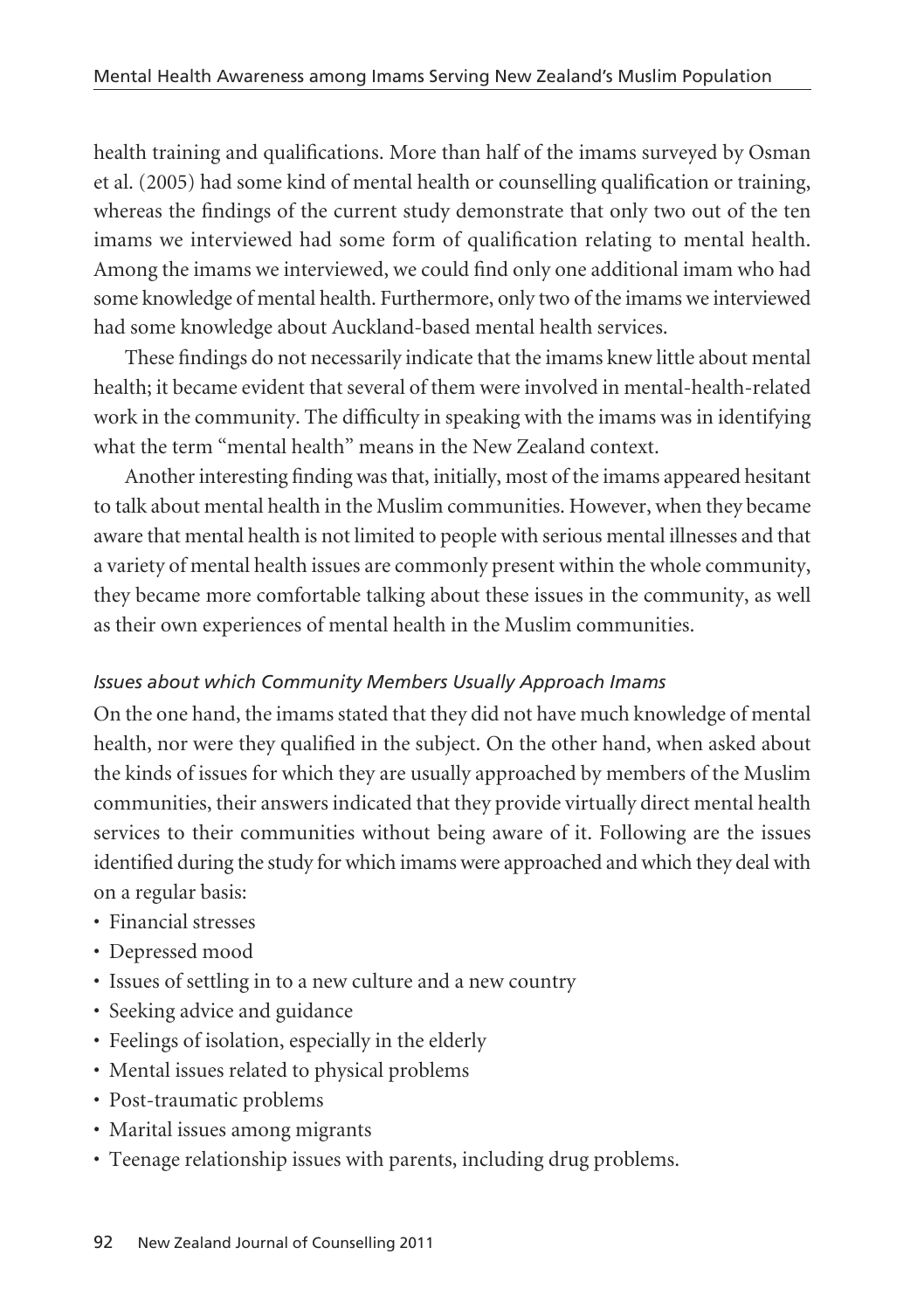health training and qualifications. More than half of the imams surveyed by Osman et al. (2005) had some kind of mental health or counselling qualification or training, whereas the findings of the current study demonstrate that only two out of the ten imams we interviewed had some form of qualification relating to mental health. Among the imams we interviewed, we could find only one additional imam who had some knowledge of mental health. Furthermore, only two of the imams we interviewed had some knowledge about Auckland-based mental health services.

These findings do not necessarily indicate that the imams knew little about mental health; it became evident that several of them were involved in mental-health-related work in the community. The difficulty in speaking with the imams was in identifying what the term "mental health" means in the New Zealand context.

Another interesting finding was that, initially, most of the imams appeared hesitant to talk about mental health in the Muslim communities. However, when they became aware that mental health is not limited to people with serious mental illnesses and that a variety of mental health issues are commonly present within the whole community, they became more comfortable talking about these issues in the community, as well as their own experiences of mental health in the Muslim communities.

*Issues about which Community Members Usually Approach Imams*

On the one hand, the imams stated that they did not have much knowledge of mental health, nor were they qualified in the subject. On the other hand, when asked about the kinds of issues for which they are usually approached by members of the Muslim communities, their answers indicated that they provide virtually direct mental health services to their communities without being aware of it. Following are the issues identified during the study for which imams were approached and which they deal with on a regular basis:

- Financial stresses
- Depressed mood
- Issues of settling in to a new culture and a new country
- Seeking advice and guidance
- Feelings of isolation, especially in the elderly
- Mental issues related to physical problems
- Post-traumatic problems
- Marital issues among migrants
- Teenage relationship issues with parents, including drug problems.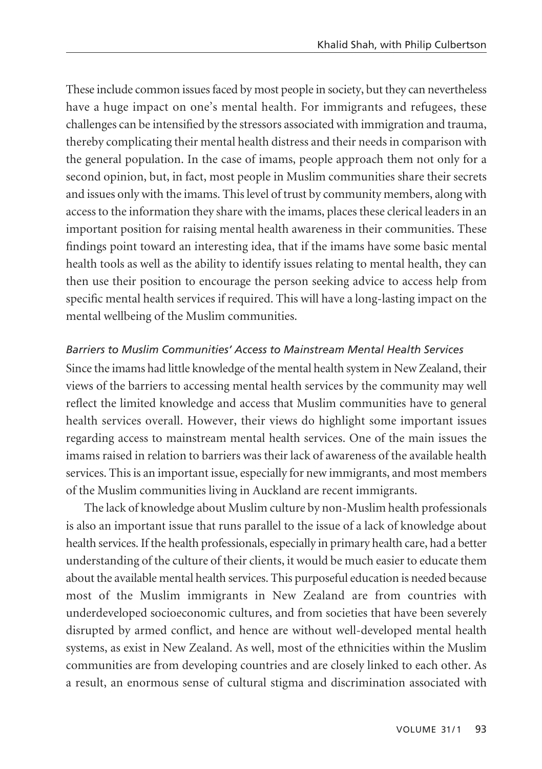These include common issues faced by most people in society, but they can nevertheless have a huge impact on one's mental health. For immigrants and refugees, these challenges can be intensified by the stressors associated with immigration and trauma, thereby complicating their mental health distress and their needs in comparison with the general population. In the case of imams, people approach them not only for a second opinion, but, in fact, most people in Muslim communities share their secrets and issues only with the imams. This level of trust by community members, along with access to the information they share with the imams, places these clerical leaders in an important position for raising mental health awareness in their communities. These findings point toward an interesting idea, that if the imams have some basic mental health tools as well as the ability to identify issues relating to mental health, they can then use their position to encourage the person seeking advice to access help from specific mental health services if required. This will have a long-lasting impact on the mental wellbeing of the Muslim communities.

### *Barriers to Muslim Communities' Access to Mainstream Mental Health Services*

Since the imams had little knowledge of the mental health system in New Zealand, their views of the barriers to accessing mental health services by the community may well reflect the limited knowledge and access that Muslim communities have to general health services overall. However, their views do highlight some important issues regarding access to mainstream mental health services. One of the main issues the imams raised in relation to barriers was their lack of awareness of the available health services. This is an important issue, especially for new immigrants, and most members of the Muslim communities living in Auckland are recent immigrants.

The lack of knowledge about Muslim culture by non-Muslim health professionals is also an important issue that runs parallel to the issue of a lack of knowledge about health services. If the health professionals, especially in primary health care, had a better understanding of the culture of their clients, it would be much easier to educate them about the available mental health services. This purposeful education is needed because most of the Muslim immigrants in New Zealand are from countries with underdeveloped socioeconomic cultures, and from societies that have been severely disrupted by armed conflict, and hence are without well-developed mental health systems, as exist in New Zealand. As well, most of the ethnicities within the Muslim communities are from developing countries and are closely linked to each other. As a result, an enormous sense of cultural stigma and discrimination associated with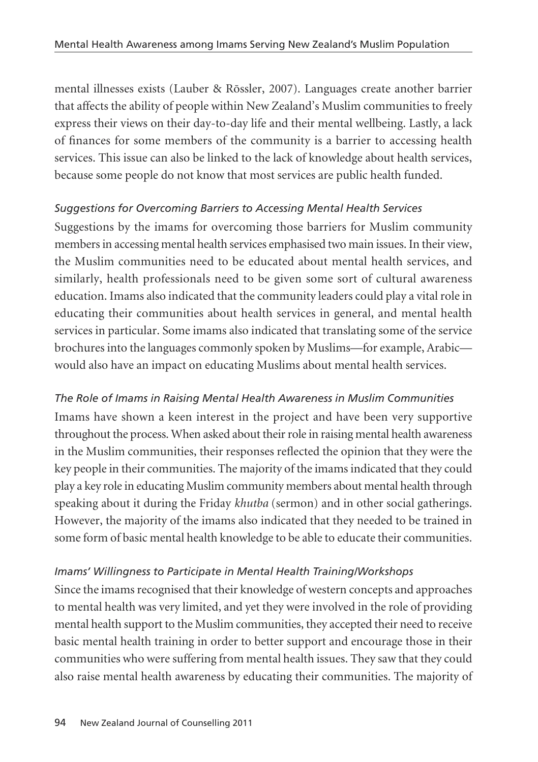mental illnesses exists (Lauber & Rōssler, 2007). Languages create another barrier that affects the ability of people within New Zealand's Muslim communities to freely express their views on their day-to-day life and their mental wellbeing. Lastly, a lack of finances for some members of the community is a barrier to accessing health services. This issue can also be linked to the lack of knowledge about health services, because some people do not know that most services are public health funded.

### *Suggestions for Overcoming Barriers to Accessing Mental Health Services*

Suggestions by the imams for overcoming those barriers for Muslim community members in accessing mental health services emphasised two main issues. In their view, the Muslim communities need to be educated about mental health services, and similarly, health professionals need to be given some sort of cultural awareness education. Imams also indicated that the community leaders could play a vital role in educating their communities about health services in general, and mental health services in particular. Some imams also indicated that translating some of the service brochures into the languages commonly spoken by Muslims—for example, Arabic—would also have an impact on educating Muslims about mental health services.

### *The Role of Imams in Raising Mental Health Awareness in Muslim Communities*

Imams have shown a keen interest in the project and have been very supportive throughout the process. When asked about their role in raising mental health awareness in the Muslim communities, their responses reflected the opinion that they were the key people in their communities. The majority of the imams indicated that they could play a key role in educating Muslim community members about mental health through speaking about it during the Friday *khutba* (sermon) and in other social gatherings. However, the majority of the imams also indicated that they needed to be trained in some form of basic mental health knowledge to be able to educate their communities.

### *Imams' Willingness to Participate in Mental Health Training/Workshops*

Since the imams recognised that their knowledge of western concepts and approaches to mental health was very limited, and yet they were involved in the role of providing mental health support to the Muslim communities, they accepted their need to receive basic mental health training in order to better support and encourage those in their communities who were suffering from mental health issues. They saw that they could also raise mental health awareness by educating their communities. The majority of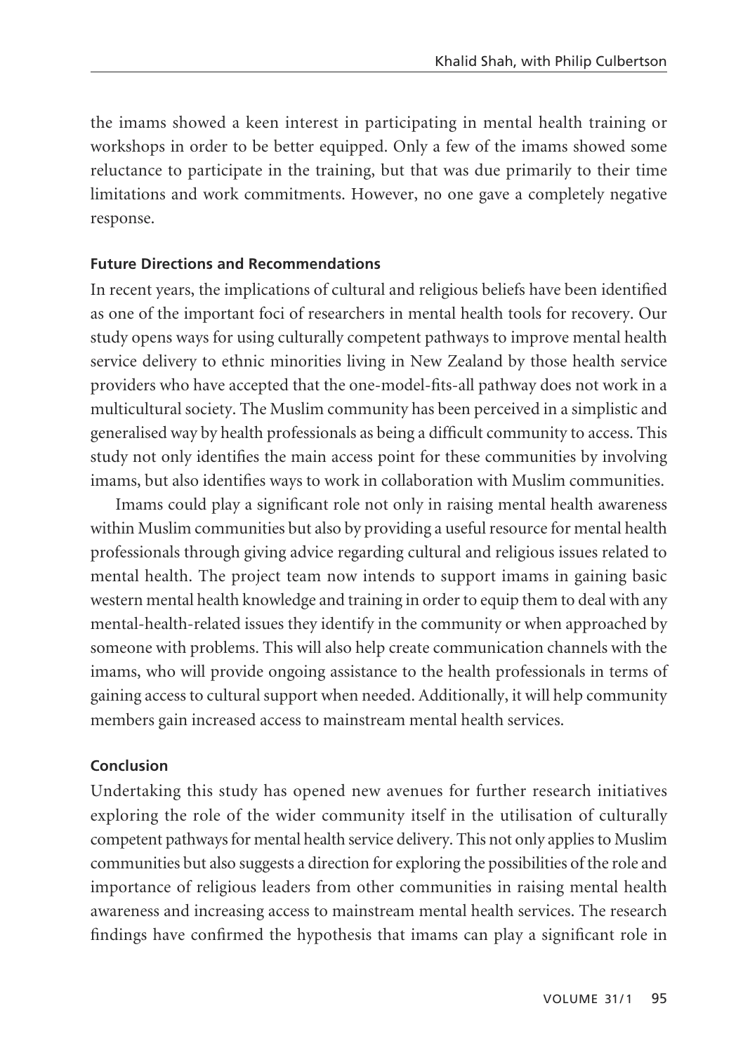the imams showed a keen interest in participating in mental health training or workshops in order to be better equipped. Only a few of the imams showed some reluctance to participate in the training, but that was due primarily to their time limitations and work commitments. However, no one gave a completely negative response.

### Future Directions and Recommendations

In recent years, the implications of cultural and religious beliefs have been identified as one of the important foci of researchers in mental health tools for recovery. Our study opens ways for using culturally competent pathways to improve mental health service delivery to ethnic minorities living in New Zealand by those health service providers who have accepted that the one-model-fits-all pathway does not work in a multicultural society. The Muslim community has been perceived in a simplistic and generalised way by health professionals as being a difficult community to access. This study not only identifies the main access point for these communities by involving imams, but also identifies ways to work in collaboration with Muslim communities.

Imams could play a significant role not only in raising mental health awareness within Muslim communities but also by providing a useful resource for mental health professionals through giving advice regarding cultural and religious issues related to mental health. The project team now intends to support imams in gaining basic western mental health knowledge and training in order to equip them to deal with any mental-health-related issues they identify in the community or when approached by someone with problems. This will also help create communication channels with the imams, who will provide ongoing assistance to the health professionals in terms of gaining access to cultural support when needed. Additionally, it will help community members gain increased access to mainstream mental health services.

### Conclusion

Undertaking this study has opened new avenues for further research initiatives exploring the role of the wider community itself in the utilisation of culturally competent pathways for mental health service delivery. This not only applies to Muslim communities but also suggests a direction for exploring the possibilities of the role and importance of religious leaders from other communities in raising mental health awareness and increasing access to mainstream mental health services. The research findings have confirmed the hypothesis that imams can play a significant role in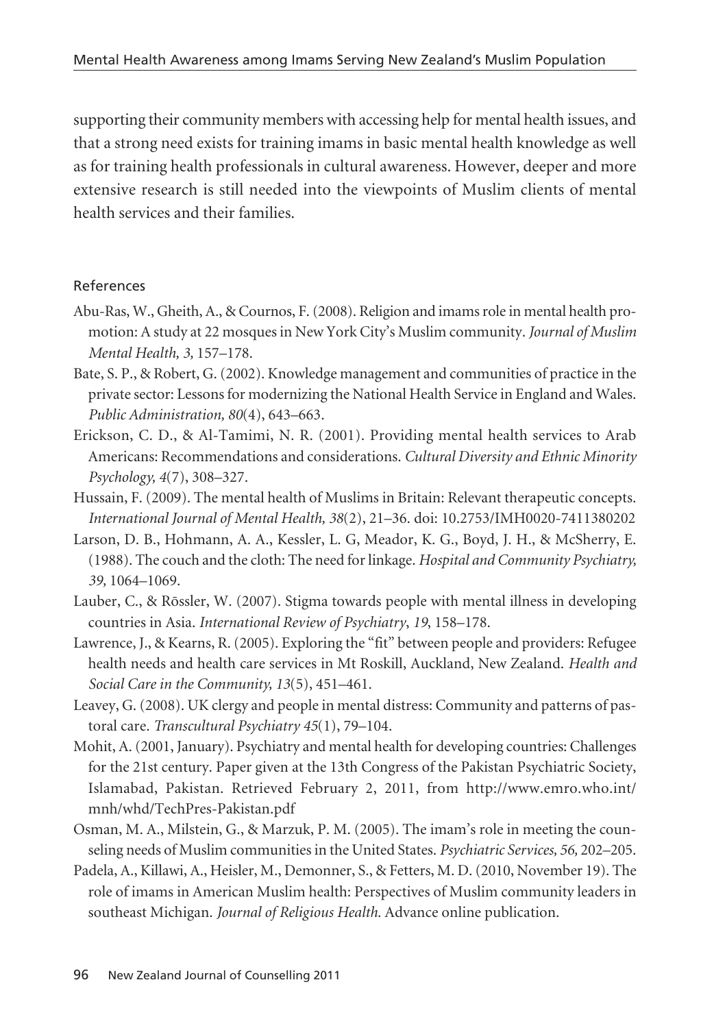supporting their community members with accessing help for mental health issues, and that a strong need exists for training imams in basic mental health knowledge as well as for training health professionals in cultural awareness. However, deeper and more extensive research is still needed into the viewpoints of Muslim clients of mental health services and their families.

## References

Abu-Ras, W., Gheith, A., & Cournos, F. (2008). Religion and imams role in mental health promotion: A study at 22 mosques in New York City's Muslim community. *Journal of Muslim Mental Health, 3,* 157–178.

Bate, S. P., & Robert, G. (2002). Knowledge management and communities of practice in the private sector: Lessons for modernizing the National Health Service in England and Wales. *Public Administration, 80*(4), 643–663.

Erickson, C. D., & Al-Tamimi, N. R. (2001). Providing mental health services to Arab Americans: Recommendations and considerations. *Cultural Diversity and Ethnic Minority Psychology, 4*(7), 308–327.

Hussain, F. (2009). The mental health of Muslims in Britain: Relevant therapeutic concepts. *International Journal of Mental Health, 38*(2), 21–36. doi: 10.2753/IMH0020-7411380202

Larson, D. B., Hohmann, A. A., Kessler, L. G, Meador, K. G., Boyd, J. H., & McSherry, E. (1988). The couch and the cloth: The need for linkage. *Hospital and Community Psychiatry, 39,* 1064–1069.

Lauber, C., & Rōssler, W. (2007). Stigma towards people with mental illness in developing countries in Asia. *International Review of Psychiatry*, *19*, 158–178.

Lawrence, J., & Kearns, R. (2005). Exploring the "fit" between people and providers: Refugee health needs and health care services in Mt Roskill, Auckland, New Zealand. *Health and Social Care in the Community, 13*(5), 451–461.

Leavey, G. (2008). UK clergy and people in mental distress: Community and patterns of pastoral care. *Transcultural Psychiatry 45*(1), 79–104.

Mohit, A. (2001, January). Psychiatry and mental health for developing countries: Challenges for the 21st century. Paper given at the 13th Congress of the Pakistan Psychiatric Society, Islamabad, Pakistan. Retrieved February 2, 2011, from http://www.emro.who.int/mnh/whd/TechPres-Pakistan.pdf

Osman, M. A., Milstein, G., & Marzuk, P. M. (2005). The imam's role in meeting the counseling needs of Muslim communities in the United States. *Psychiatric Services, 56,* 202–205.

Padela, A., Killawi, A., Heisler, M., Demonner, S., & Fetters, M. D. (2010, November 19). The role of imams in American Muslim health: Perspectives of Muslim community leaders in southeast Michigan. *Journal of Religious Health.* Advance online publication.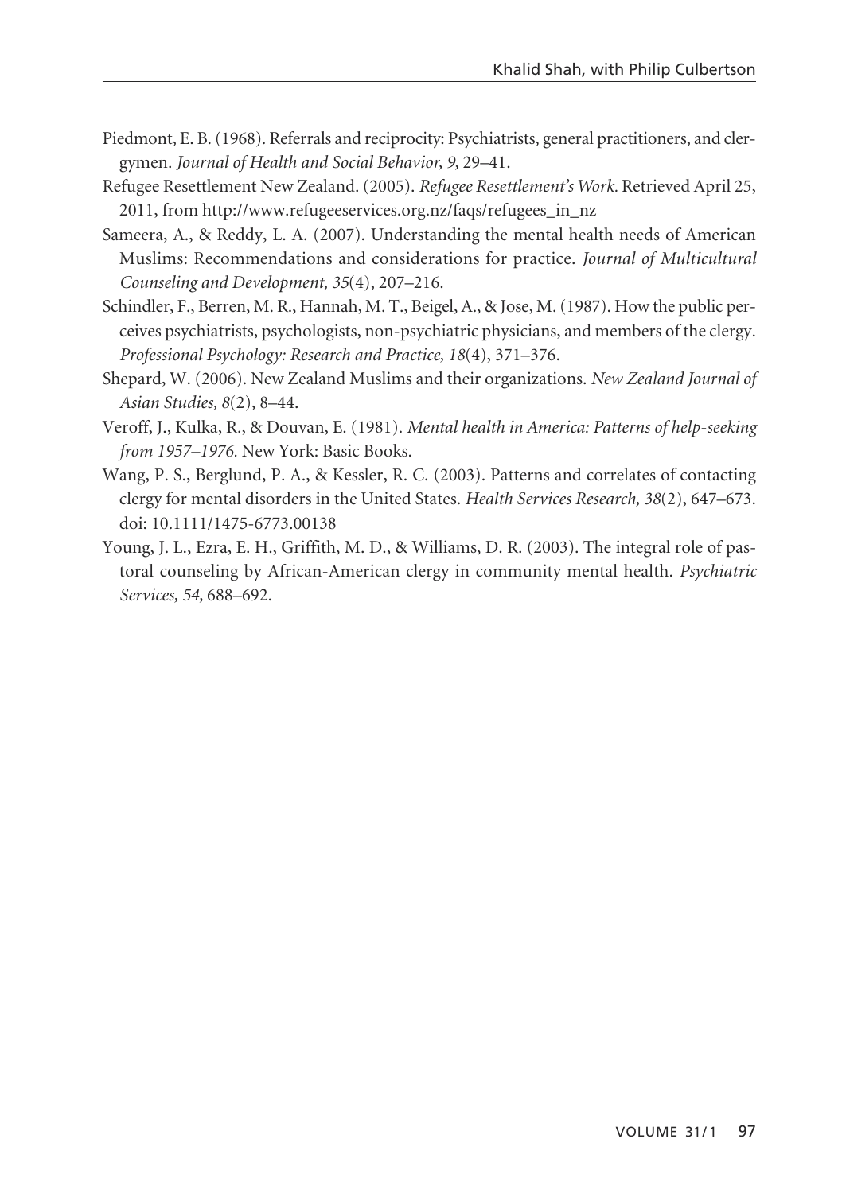Piedmont, E. B. (1968). Referrals and reciprocity: Psychiatrists, general practitioners, and clergymen. *Journal of Health and Social Behavior, 9,* 29–41.

Refugee Resettlement New Zealand. (2005). *Refugee Resettlement's Work.* Retrieved April 25, 2011, from http://www.refugeeservices.org.nz/faqs/refugees_in_nz

Sameera, A., & Reddy, L. A. (2007). Understanding the mental health needs of American Muslims: Recommendations and considerations for practice. *Journal of Multicultural Counseling and Development, 35*(4), 207–216.

Schindler, F., Berren, M. R., Hannah, M. T., Beigel, A., & Jose, M. (1987). How the public perceives psychiatrists, psychologists, non-psychiatric physicians, and members of the clergy. *Professional Psychology: Research and Practice, 18*(4), 371–376.

Shepard, W. (2006). New Zealand Muslims and their organizations. *New Zealand Journal of Asian Studies, 8*(2), 8–44.

Veroff, J., Kulka, R., & Douvan, E. (1981). *Mental health in America: Patterns of help-seeking from 1957–1976.* New York: Basic Books.

Wang, P. S., Berglund, P. A., & Kessler, R. C. (2003). Patterns and correlates of contacting clergy for mental disorders in the United States. *Health Services Research, 38*(2), 647–673. doi: 10.1111/1475-6773.00138

Young, J. L., Ezra, E. H., Griffith, M. D., & Williams, D. R. (2003). The integral role of pastoral counseling by African-American clergy in community mental health. *Psychiatric Services, 54,* 688–692.